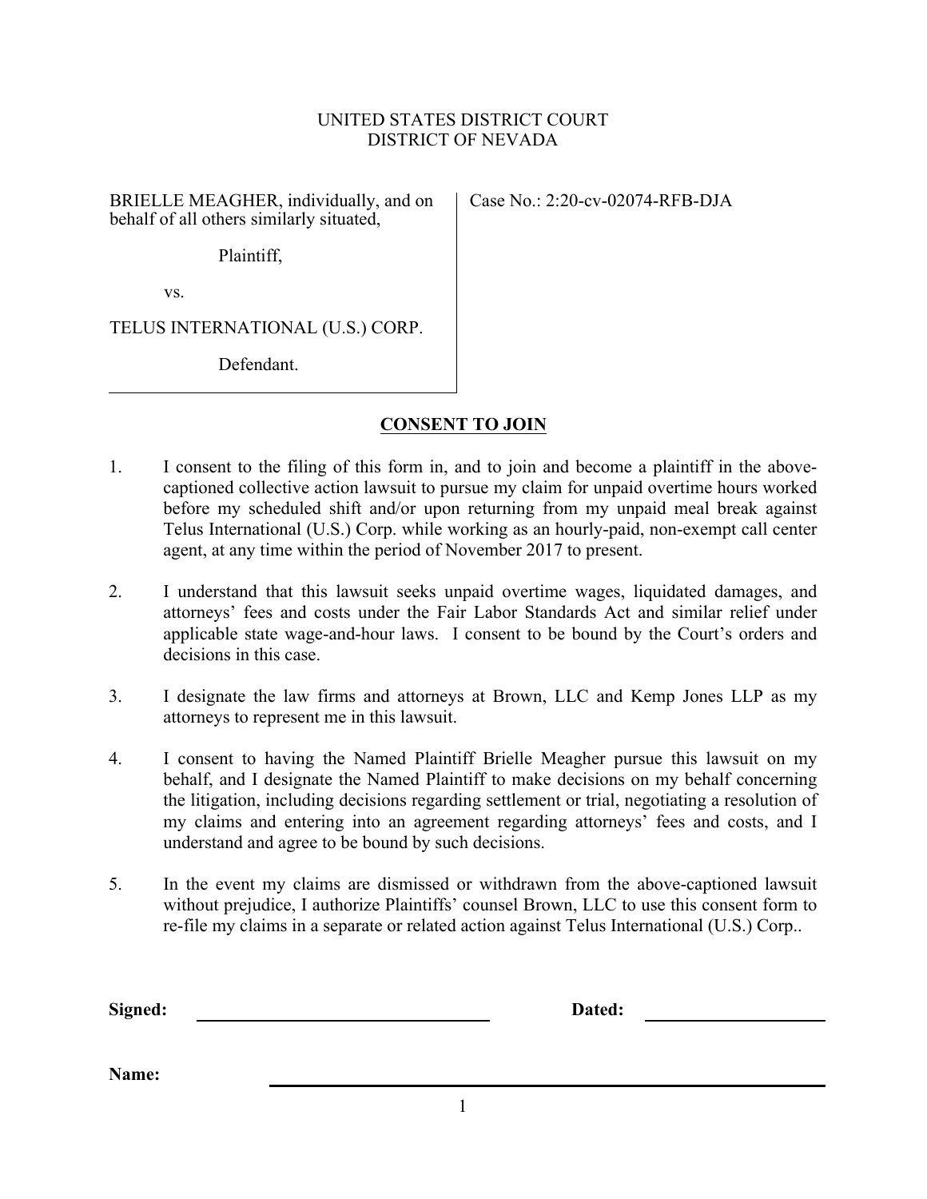UNITED STATES DISTRICT COURT
DISTRICT OF NEVADA

| | |
|---|---|
| BRIELLE MEAGHER, individually, and on behalf of all others similarly situated,<br><br>Plaintiff,<br><br>vs.<br><br>TELUS INTERNATIONAL (U.S.) CORP.<br><br>Defendant. | Case No.: 2:20-cv-02074-RFB-DJA |

## CONSENT TO JOIN

1. I consent to the filing of this form in, and to join and become a plaintiff in the above-captioned collective action lawsuit to pursue my claim for unpaid overtime hours worked before my scheduled shift and/or upon returning from my unpaid meal break against Telus International (U.S.) Corp. while working as an hourly-paid, non-exempt call center agent, at any time within the period of November 2017 to present.

2. I understand that this lawsuit seeks unpaid overtime wages, liquidated damages, and attorneys' fees and costs under the Fair Labor Standards Act and similar relief under applicable state wage-and-hour laws. I consent to be bound by the Court's orders and decisions in this case.

3. I designate the law firms and attorneys at Brown, LLC and Kemp Jones LLP as my attorneys to represent me in this lawsuit.

4. I consent to having the Named Plaintiff Brielle Meagher pursue this lawsuit on my behalf, and I designate the Named Plaintiff to make decisions on my behalf concerning the litigation, including decisions regarding settlement or trial, negotiating a resolution of my claims and entering into an agreement regarding attorneys' fees and costs, and I understand and agree to be bound by such decisions.

5. In the event my claims are dismissed or withdrawn from the above-captioned lawsuit without prejudice, I authorize Plaintiffs' counsel Brown, LLC to use this consent form to re-file my claims in a separate or related action against Telus International (U.S.) Corp..

**Signed:** ______________________________ **Dated:** ____________________

**Name:** ____________________________________________________________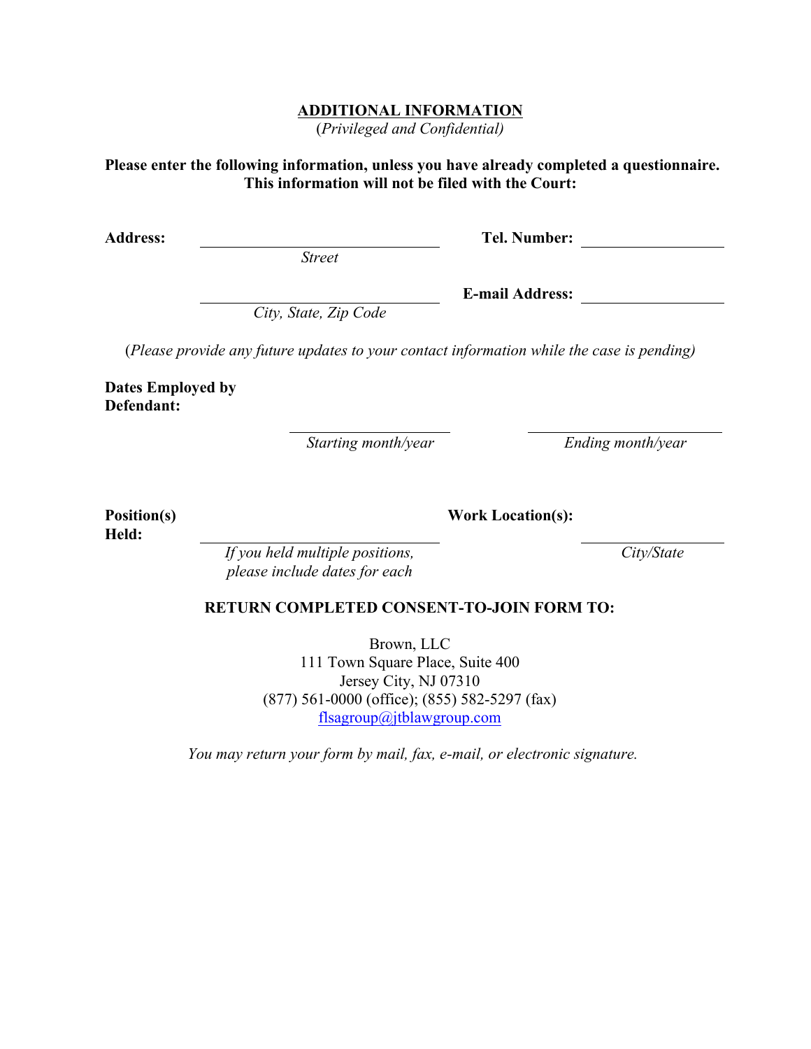## ADDITIONAL INFORMATION

(*Privileged and Confidential)*

**Please enter the following information, unless you have already completed a questionnaire. This information will not be filed with the Court:**

**Address:** ______________________________ **Tel. Number:** ____________________

*Street*

______________________________ **E-mail Address:** ____________________

*City, State, Zip Code*

(*Please provide any future updates to your contact information while the case is pending)*

**Dates Employed by Defendant:**

____________________ ____________________

*Starting month/year* *Ending month/year*

**Position(s) Held:** ______________________________ **Work Location(s):** ____________________

*If you held multiple positions, please include dates for each* *City/State*

**RETURN COMPLETED CONSENT-TO-JOIN FORM TO:**

Brown, LLC
111 Town Square Place, Suite 400
Jersey City, NJ 07310
(877) 561-0000 (office); (855) 582-5297 (fax)
flsagroup@jtblawgroup.com

*You may return your form by mail, fax, e-mail, or electronic signature.*